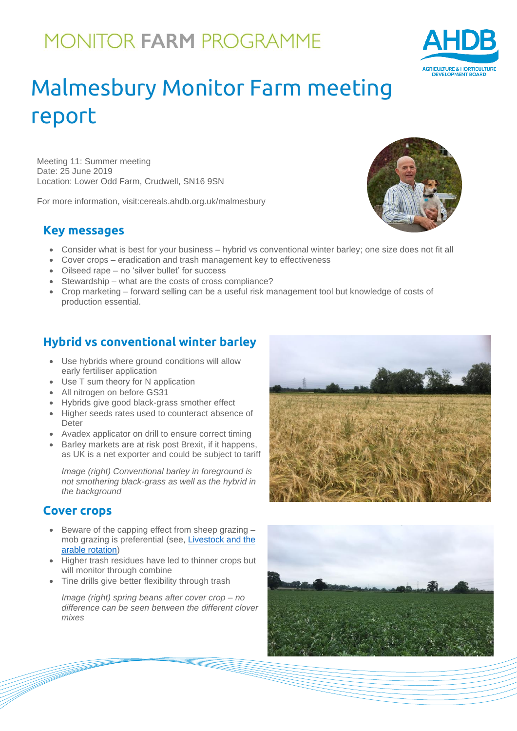MONITOR **FARM** PROGRAMME

# Malmesbury Monitor Farm meeting report

Meeting 11: Summer meeting
Date: 25 June 2019
Location: Lower Odd Farm, Crudwell, SN16 9SN

For more information, visit:cereals.ahdb.org.uk/malmesbury

## Key messages

- Consider what is best for your business – hybrid vs conventional winter barley; one size does not fit all
- Cover crops – eradication and trash management key to effectiveness
- Oilseed rape – no 'silver bullet' for success
- Stewardship – what are the costs of cross compliance?
- Crop marketing – forward selling can be a useful risk management tool but knowledge of costs of production essential.

## Hybrid vs conventional winter barley

- Use hybrids where ground conditions will allow early fertiliser application
- Use T sum theory for N application
- All nitrogen on before GS31
- Hybrids give good black-grass smother effect
- Higher seeds rates used to counteract absence of Deter
- Avadex applicator on drill to ensure correct timing
- Barley markets are at risk post Brexit, if it happens, as UK is a net exporter and could be subject to tariff

*Image (right) Conventional barley in foreground is not smothering black-grass as well as the hybrid in the background*

## Cover crops

- Beware of the capping effect from sheep grazing – mob grazing is preferential (see, Livestock and the arable rotation)
- Higher trash residues have led to thinner crops but will monitor through combine
- Tine drills give better flexibility through trash

*Image (right) spring beans after cover crop – no difference can be seen between the different clover mixes*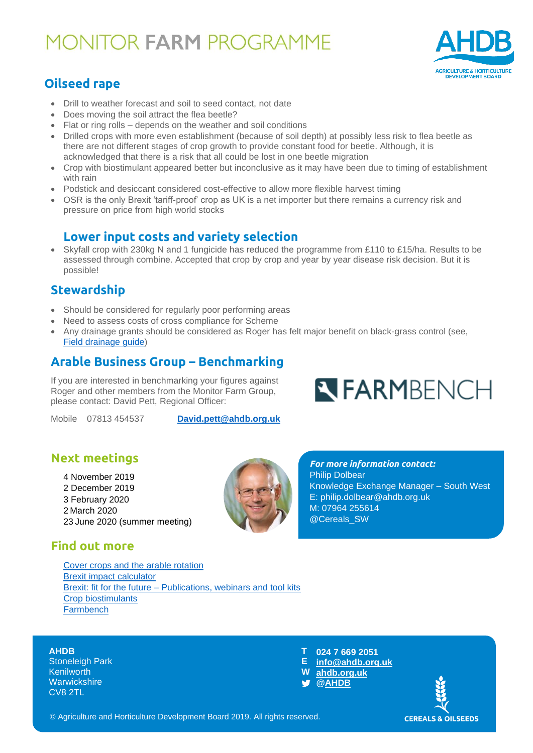# MONITOR FARM PROGRAMME

## Oilseed rape

- Drill to weather forecast and soil to seed contact, not date
- Does moving the soil attract the flea beetle?
- Flat or ring rolls – depends on the weather and soil conditions
- Drilled crops with more even establishment (because of soil depth) at possibly less risk to flea beetle as there are not different stages of crop growth to provide constant food for beetle. Although, it is acknowledged that there is a risk that all could be lost in one beetle migration
- Crop with biostimulant appeared better but inconclusive as it may have been due to timing of establishment with rain
- Podstick and desiccant considered cost-effective to allow more flexible harvest timing
- OSR is the only Brexit 'tariff-proof' crop as UK is a net importer but there remains a currency risk and pressure on price from high world stocks

### Lower input costs and variety selection

- Skyfall crop with 230kg N and 1 fungicide has reduced the programme from £110 to £15/ha. Results to be assessed through combine. Accepted that crop by crop and year by year disease risk decision. But it is possible!

## Stewardship

- Should be considered for regularly poor performing areas
- Need to assess costs of cross compliance for Scheme
- Any drainage grants should be considered as Roger has felt major benefit on black-grass control (see, Field drainage guide)

## Arable Business Group – Benchmarking

If you are interested in benchmarking your figures against Roger and other members from the Monitor Farm Group, please contact: David Pett, Regional Officer:

Mobile 07813 454537 **David.pett@ahdb.org.uk**

FARMBENCH

## Next meetings

4 November 2019
2 December 2019
3 February 2020
2 March 2020
23 June 2020 (summer meeting)

***For more information contact:***
Philip Dolbear
Knowledge Exchange Manager – South West
E: philip.dolbear@ahdb.org.uk
M: 07964 255614
@Cereals_SW

## Find out more

Cover crops and the arable rotation
Brexit impact calculator
Brexit: fit for the future – Publications, webinars and tool kits
Crop biostimulants
Farmbench

**AHDB**
Stoneleigh Park
Kenilworth
Warwickshire
CV8 2TL

T **024 7 669 2051**
E **info@ahdb.org.uk**
W **ahdb.org.uk**
**@AHDB**

© Agriculture and Horticulture Development Board 2019. All rights reserved.

CEREALS & OILSEEDS